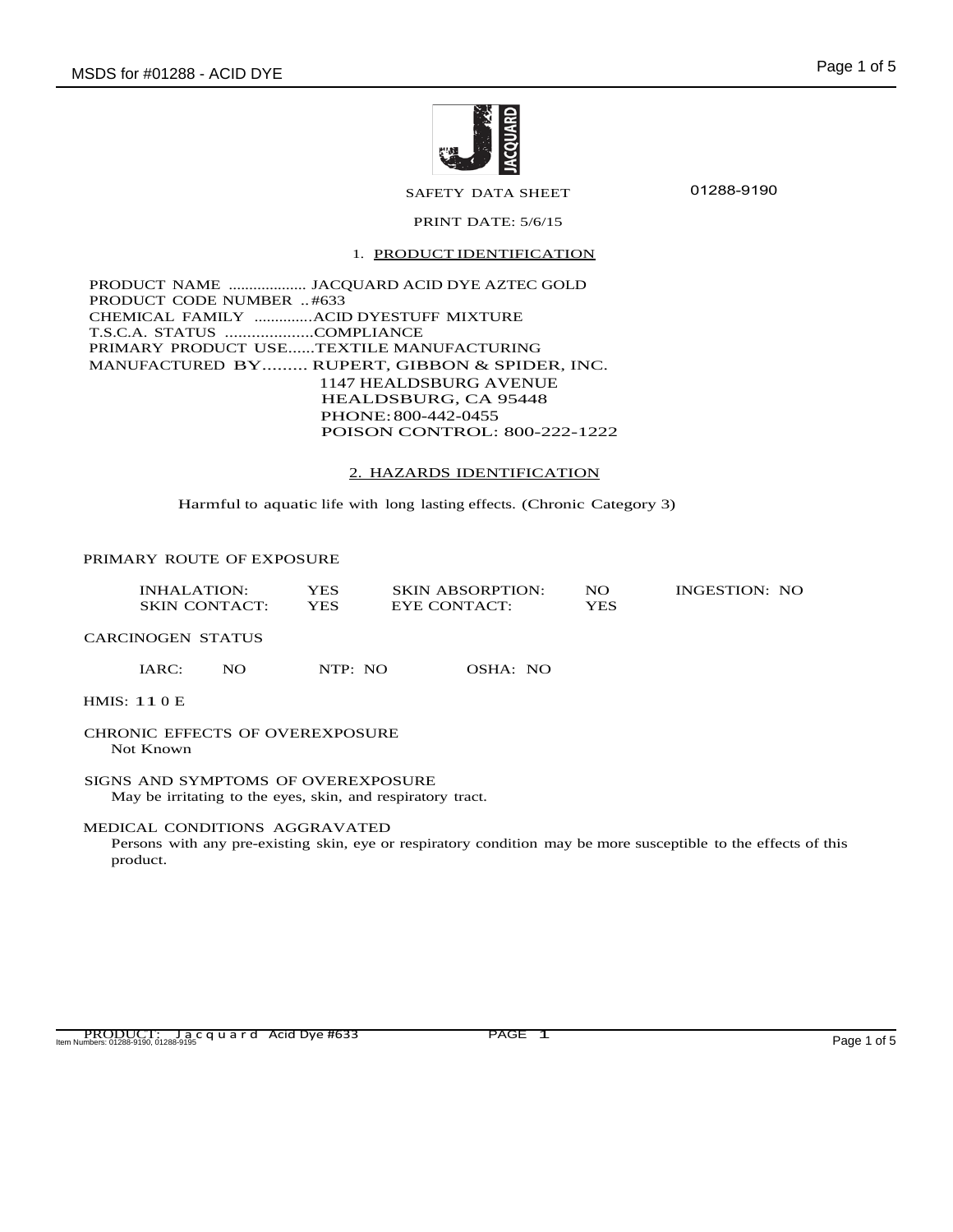SAFETY DATA SHEET 01288-9190

PRINT DATE: 5/6/15

## 1. PRODUCT IDENTIFICATION

PRODUCT NAME ................... JACQUARD ACID DYE AZTEC GOLD
PRODUCT CODE NUMBER .. #633
CHEMICAL FAMILY .............ACID DYESTUFF MIXTURE
T.S.C.A. STATUS ....................COMPLIANCE
PRIMARY PRODUCT USE......TEXTILE MANUFACTURING
MANUFACTURED BY......... RUPERT, GIBBON & SPIDER, INC.
1147 HEALDSBURG AVENUE
HEALDSBURG, CA 95448
PHONE: 800-442-0455
POISON CONTROL: 800-222-1222

## 2. HAZARDS IDENTIFICATION

Harmful to aquatic life with long lasting effects. (Chronic Category 3)

PRIMARY ROUTE OF EXPOSURE

| | | | | | |
|---|---|---|---|---|---|
| INHALATION: | YES | SKIN ABSORPTION: | NO | INGESTION: | NO |
| SKIN CONTACT: | YES | EYE CONTACT: | YES | | |

CARCINOGEN STATUS

IARC: NO  NTP: NO  OSHA: NO

HMIS: 1 1 0 E

CHRONIC EFFECTS OF OVEREXPOSURE
Not Known

SIGNS AND SYMPTOMS OF OVEREXPOSURE
May be irritating to the eyes, skin, and respiratory tract.

MEDICAL CONDITIONS AGGRAVATED
Persons with any pre-existing skin, eye or respiratory condition may be more susceptible to the effects of this product.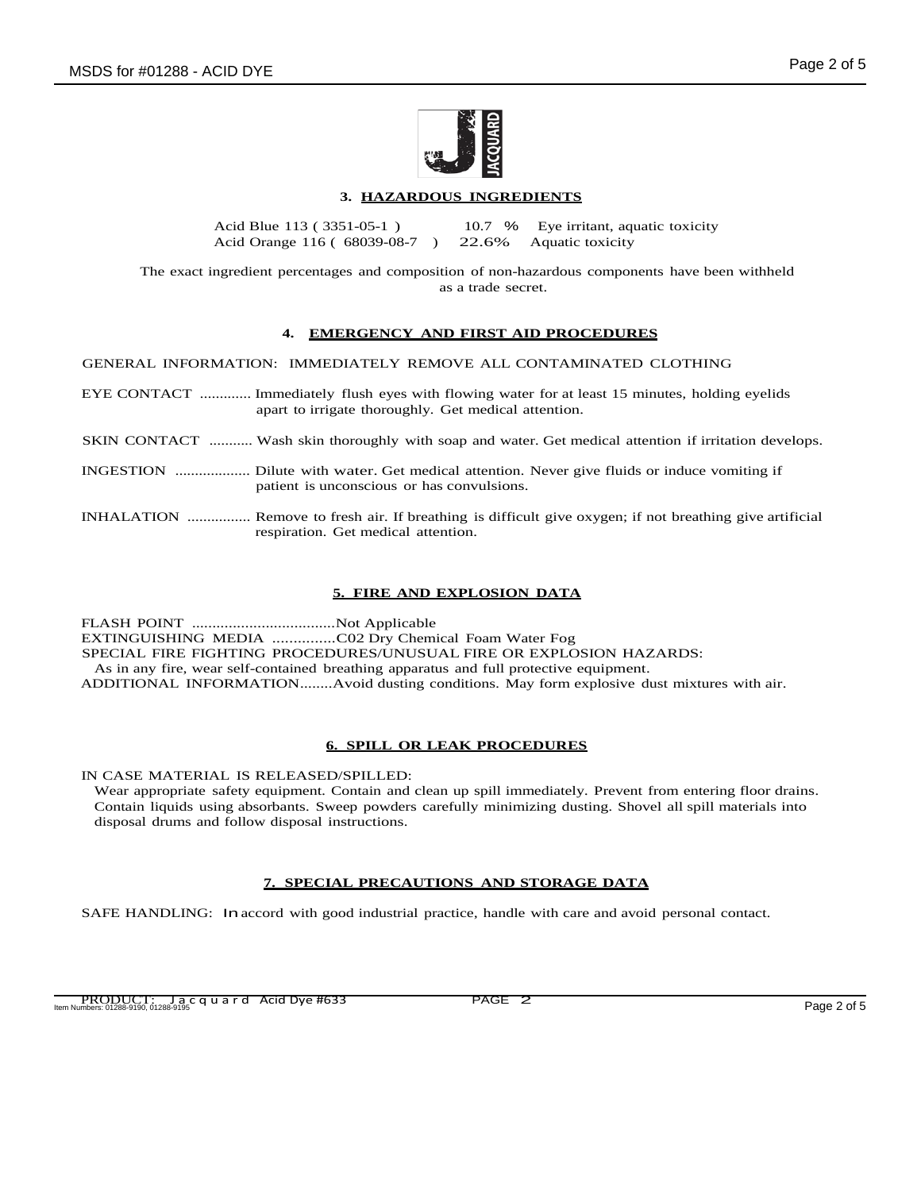## 3. HAZARDOUS INGREDIENTS

| Ingredient | Percentage | Hazard |
|---|---|---|
| Acid Blue 113 ( 3351-05-1 ) | 10.7 % | Eye irritant, aquatic toxicity |
| Acid Orange 116 ( 68039-08-7 ) | 22.6% | Aquatic toxicity |

The exact ingredient percentages and composition of non-hazardous components have been withheld as a trade secret.

## 4. EMERGENCY AND FIRST AID PROCEDURES

GENERAL INFORMATION: IMMEDIATELY REMOVE ALL CONTAMINATED CLOTHING

EYE CONTACT ............. Immediately flush eyes with flowing water for at least 15 minutes, holding eyelids apart to irrigate thoroughly. Get medical attention.

SKIN CONTACT ........... Wash skin thoroughly with soap and water. Get medical attention if irritation develops.

INGESTION .................. Dilute with water. Get medical attention. Never give fluids or induce vomiting if patient is unconscious or has convulsions.

INHALATION ................ Remove to fresh air. If breathing is difficult give oxygen; if not breathing give artificial respiration. Get medical attention.

## 5. FIRE AND EXPLOSION DATA

FLASH POINT ...................................Not Applicable
EXTINGUISHING MEDIA ...............C02 Dry Chemical Foam Water Fog
SPECIAL FIRE FIGHTING PROCEDURES/UNUSUAL FIRE OR EXPLOSION HAZARDS:
As in any fire, wear self-contained breathing apparatus and full protective equipment.
ADDITIONAL INFORMATION........Avoid dusting conditions. May form explosive dust mixtures with air.

## 6. SPILL OR LEAK PROCEDURES

IN CASE MATERIAL IS RELEASED/SPILLED:
Wear appropriate safety equipment. Contain and clean up spill immediately. Prevent from entering floor drains. Contain liquids using absorbants. Sweep powders carefully minimizing dusting. Shovel all spill materials into disposal drums and follow disposal instructions.

## 7. SPECIAL PRECAUTIONS AND STORAGE DATA

SAFE HANDLING: In accord with good industrial practice, handle with care and avoid personal contact.

PRODUCT: Jacquard Acid Dye #633 PAGE 2
Item Numbers: 01288-9190, 01288-9195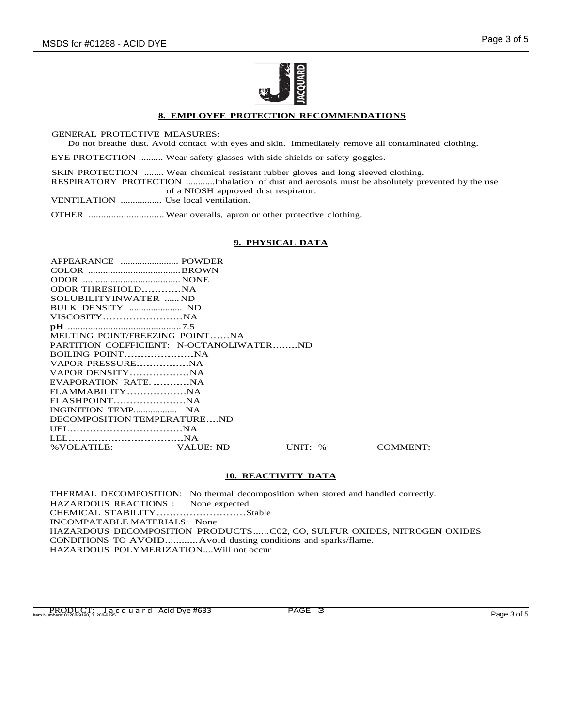## 8. EMPLOYEE PROTECTION RECOMMENDATIONS

GENERAL PROTECTIVE MEASURES:
Do not breathe dust. Avoid contact with eyes and skin. Immediately remove all contaminated clothing.

EYE PROTECTION .......... Wear safety glasses with side shields or safety goggles.

SKIN PROTECTION ........ Wear chemical resistant rubber gloves and long sleeved clothing.
RESPIRATORY PROTECTION ...........Inhalation of dust and aerosols must be absolutely prevented by the use of a NIOSH approved dust respirator.
VENTILATION ................. Use local ventilation.

OTHER .............................. Wear overalls, apron or other protective clothing.

## 9. PHYSICAL DATA

APPEARANCE ........................ POWDER
COLOR .....................................BROWN
ODOR .......................................NONE
ODOR THRESHOLD............NA
SOLUBILITYINWATER ......ND
BULK DENSITY ...................... ND
VISCOSITY.........................NA
**pH** .............................................7.5
MELTING POINT/FREEZING POINT......NA
PARTITION COEFFICIENT: N-OCTANOLIWATER........ND
BOILING POINT.....................NA
VAPOR PRESSURE................NA
VAPOR DENSITY..................NA
EVAPORATION RATE. ...........NA
FLAMMABILITY..................NA
FLASHPOINT......................NA
INGINITION TEMP.................. NA
DECOMPOSITION TEMPERATURE....ND
UEL.................................NA
LEL..................................NA

| %VOLATILE: | VALUE: ND | UNIT: % | COMMENT: |
|---|---|---|---|

## 10. REACTIVITY DATA

THERMAL DECOMPOSITION: No thermal decomposition when stored and handled correctly.
HAZARDOUS REACTIONS : None expected
CHEMICAL STABILITY...........................Stable
INCOMPATABLE MATERIALS: None
HAZARDOUS DECOMPOSITION PRODUCTS......C02, CO, SULFUR OXIDES, NITROGEN OXIDES
CONDITIONS TO AVOID............Avoid dusting conditions and sparks/flame.
HAZARDOUS POLYMERIZATION....Will not occur

PRODUCT: Jacquard Acid Dye #633 PAGE 3
Item Numbers: 01288-9190, 01288-9195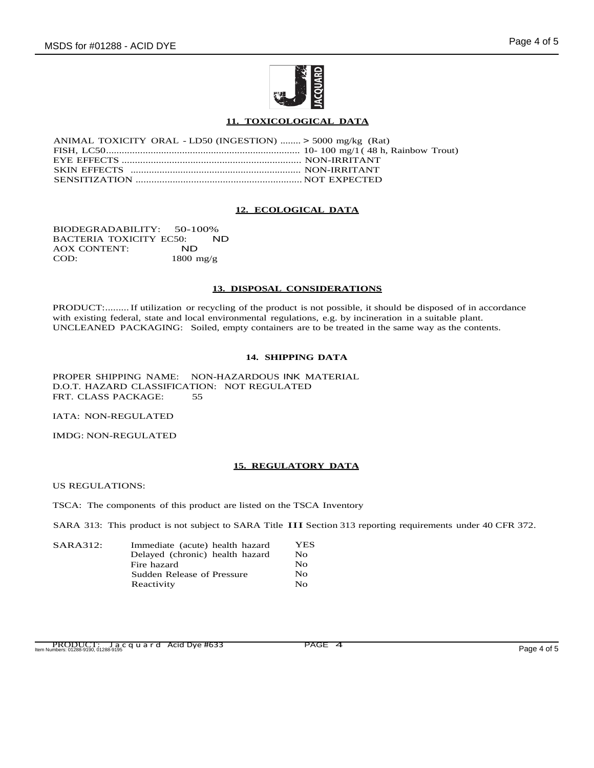## 11. TOXICOLOGICAL DATA

ANIMAL TOXICITY ORAL - LD50 (INGESTION) ........ > 5000 mg/kg (Rat)
FISH, LC50.......................................................................... 10- 100 mg/1 ( 48 h, Rainbow Trout)
EYE EFFECTS .................................................................... NON-IRRITANT
SKIN EFFECTS .................................................................. NON-IRRITANT
SENSITIZATION ............................................................... NOT EXPECTED

## 12. ECOLOGICAL DATA

BIODEGRADABILITY: 50-100%
BACTERIA TOXICITY EC50: ND
AOX CONTENT: ND
COD: 1800 mg/g

## 13. DISPOSAL CONSIDERATIONS

PRODUCT:......... If utilization or recycling of the product is not possible, it should be disposed of in accordance with existing federal, state and local environmental regulations, e.g. by incineration in a suitable plant.
UNCLEANED PACKAGING: Soiled, empty containers are to be treated in the same way as the contents.

## 14. SHIPPING DATA

PROPER SHIPPING NAME: NON-HAZARDOUS INK MATERIAL
D.O.T. HAZARD CLASSIFICATION: NOT REGULATED
FRT. CLASS PACKAGE: 55

IATA: NON-REGULATED

IMDG: NON-REGULATED

## 15. REGULATORY DATA

US REGULATIONS:

TSCA: The components of this product are listed on the TSCA Inventory

SARA 313: This product is not subject to SARA Title III Section 313 reporting requirements under 40 CFR 372.

| SARA312: | | |
|---|---|---|
| | Immediate (acute) health hazard | YES |
| | Delayed (chronic) health hazard | No |
| | Fire hazard | No |
| | Sudden Release of Pressure | No |
| | Reactivity | No |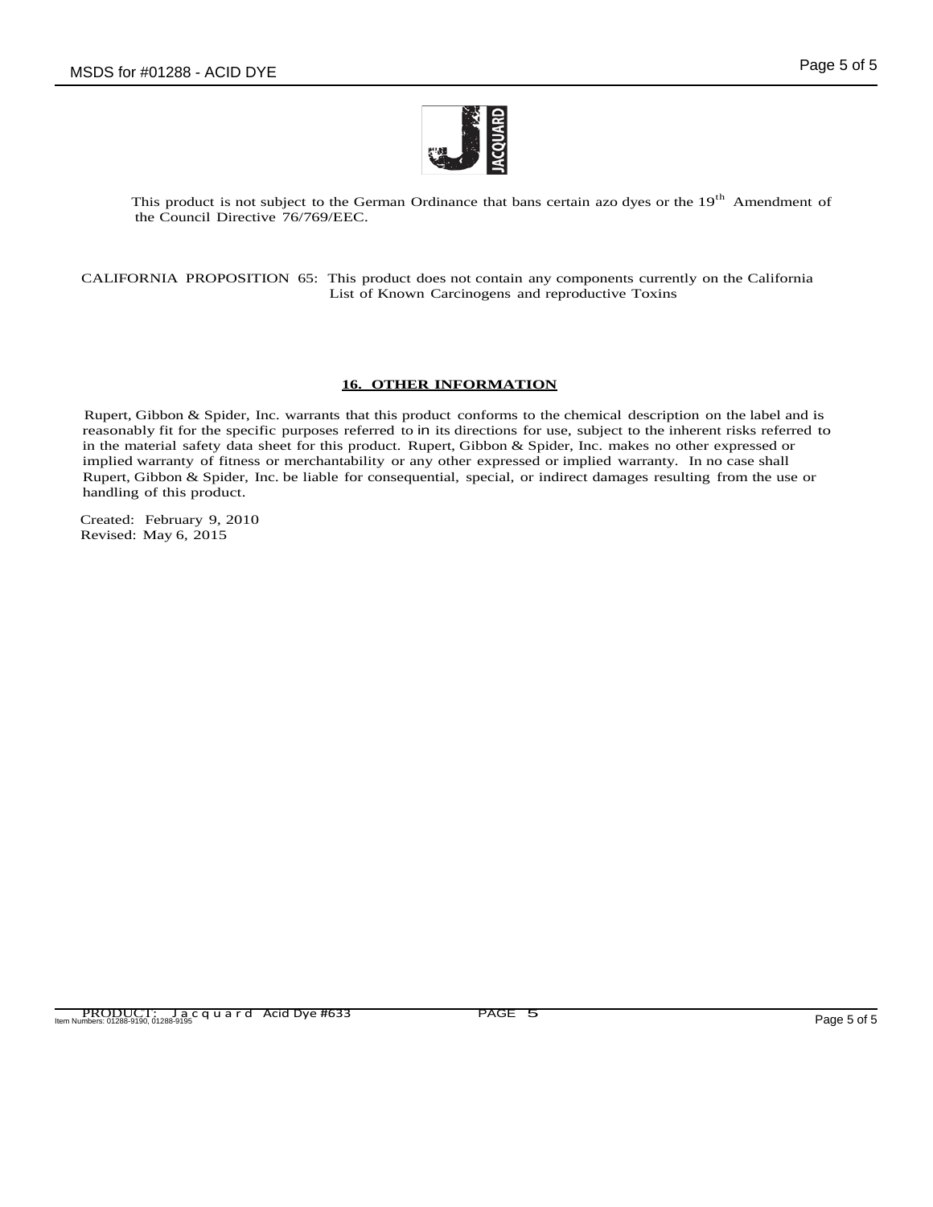This product is not subject to the German Ordinance that bans certain azo dyes or the 19th Amendment of the Council Directive 76/769/EEC.

CALIFORNIA PROPOSITION 65: This product does not contain any components currently on the California List of Known Carcinogens and reproductive Toxins

## 16. OTHER INFORMATION

Rupert, Gibbon & Spider, Inc. warrants that this product conforms to the chemical description on the label and is reasonably fit for the specific purposes referred to in its directions for use, subject to the inherent risks referred to in the material safety data sheet for this product. Rupert, Gibbon & Spider, Inc. makes no other expressed or implied warranty of fitness or merchantability or any other expressed or implied warranty. In no case shall Rupert, Gibbon & Spider, Inc. be liable for consequential, special, or indirect damages resulting from the use or handling of this product.

Created: February 9, 2010
Revised: May 6, 2015